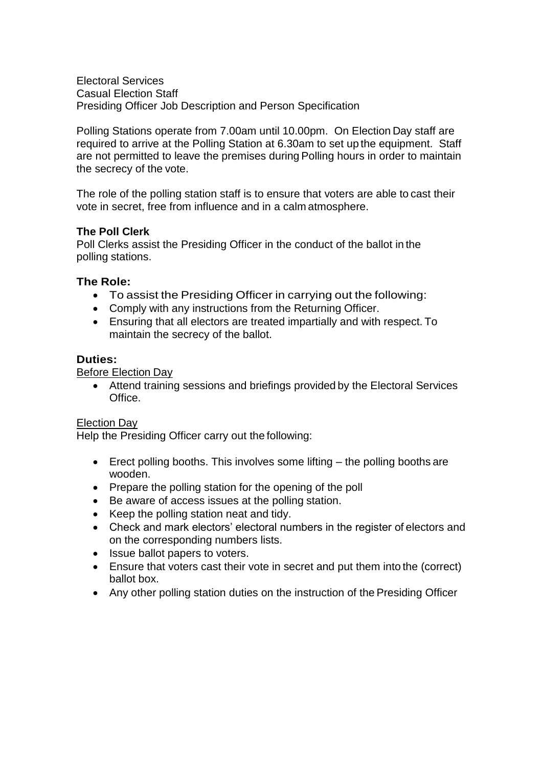Electoral Services
Casual Election Staff
Presiding Officer Job Description and Person Specification

Polling Stations operate from 7.00am until 10.00pm. On Election Day staff are required to arrive at the Polling Station at 6.30am to set up the equipment. Staff are not permitted to leave the premises during Polling hours in order to maintain the secrecy of the vote.

The role of the polling station staff is to ensure that voters are able to cast their vote in secret, free from influence and in a calm atmosphere.

**The Poll Clerk**
Poll Clerks assist the Presiding Officer in the conduct of the ballot in the polling stations.

### The Role:

- To assist the Presiding Officer in carrying out the following:
- Comply with any instructions from the Returning Officer.
- Ensuring that all electors are treated impartially and with respect. To maintain the secrecy of the ballot.

### Duties:

Before Election Day

- Attend training sessions and briefings provided by the Electoral Services Office.

Election Day
Help the Presiding Officer carry out the following:

- Erect polling booths. This involves some lifting – the polling booths are wooden.
- Prepare the polling station for the opening of the poll
- Be aware of access issues at the polling station.
- Keep the polling station neat and tidy.
- Check and mark electors' electoral numbers in the register of electors and on the corresponding numbers lists.
- Issue ballot papers to voters.
- Ensure that voters cast their vote in secret and put them into the (correct) ballot box.
- Any other polling station duties on the instruction of the Presiding Officer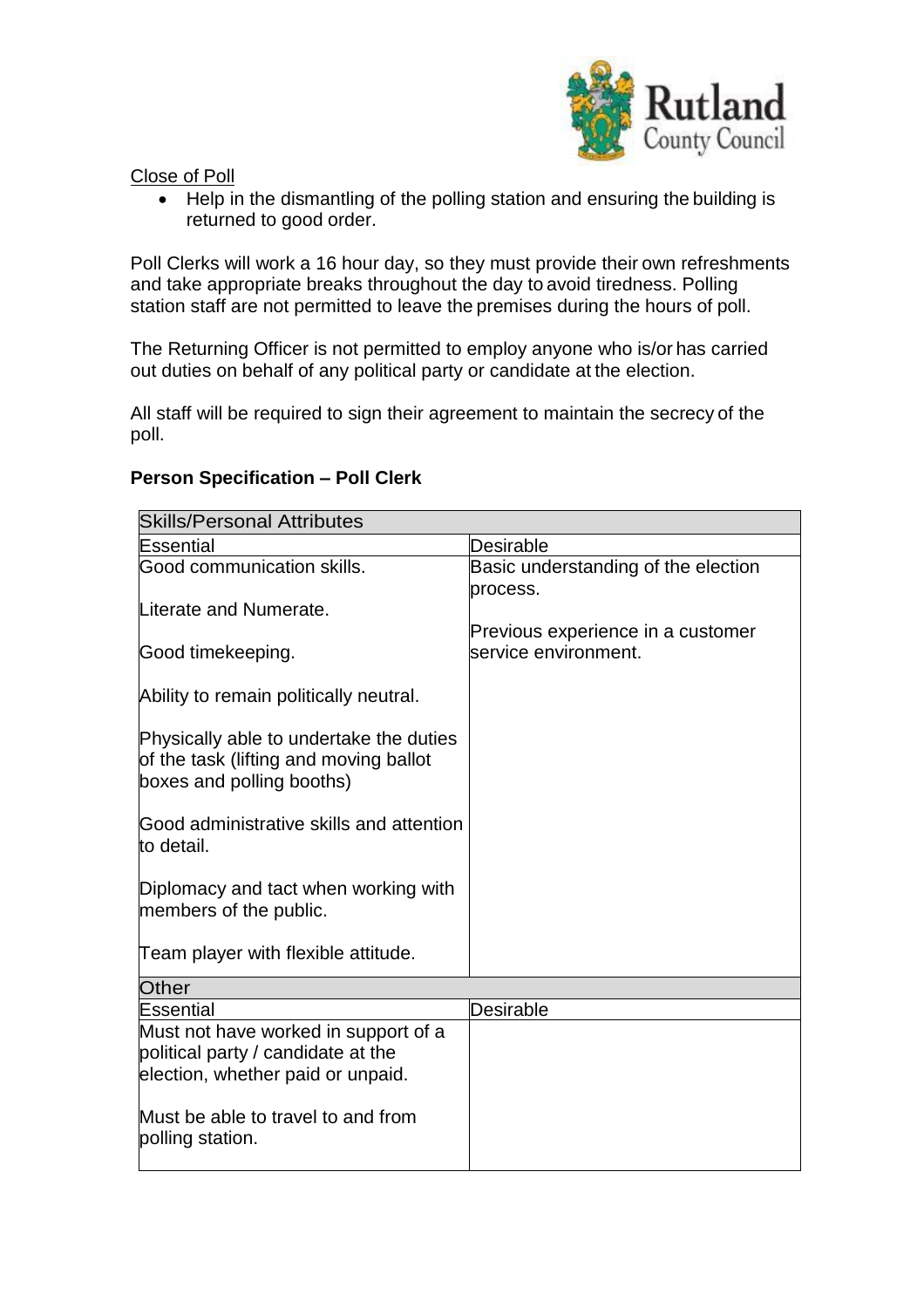Close of Poll

- Help in the dismantling of the polling station and ensuring the building is returned to good order.

Poll Clerks will work a 16 hour day, so they must provide their own refreshments and take appropriate breaks throughout the day to avoid tiredness. Polling station staff are not permitted to leave the premises during the hours of poll.

The Returning Officer is not permitted to employ anyone who is/or has carried out duties on behalf of any political party or candidate at the election.

All staff will be required to sign their agreement to maintain the secrecy of the poll.

**Person Specification – Poll Clerk**

| Skills/Personal Attributes | |
|---|---|
| Essential | Desirable |
| Good communication skills.<br><br>Literate and Numerate.<br><br>Good timekeeping.<br><br>Ability to remain politically neutral.<br><br>Physically able to undertake the duties of the task (lifting and moving ballot boxes and polling booths)<br><br>Good administrative skills and attention to detail.<br><br>Diplomacy and tact when working with members of the public.<br><br>Team player with flexible attitude. | Basic understanding of the election process.<br><br>Previous experience in a customer service environment. |
| **Other** | |
| Essential | Desirable |
| Must not have worked in support of a political party / candidate at the election, whether paid or unpaid.<br><br>Must be able to travel to and from polling station. | |